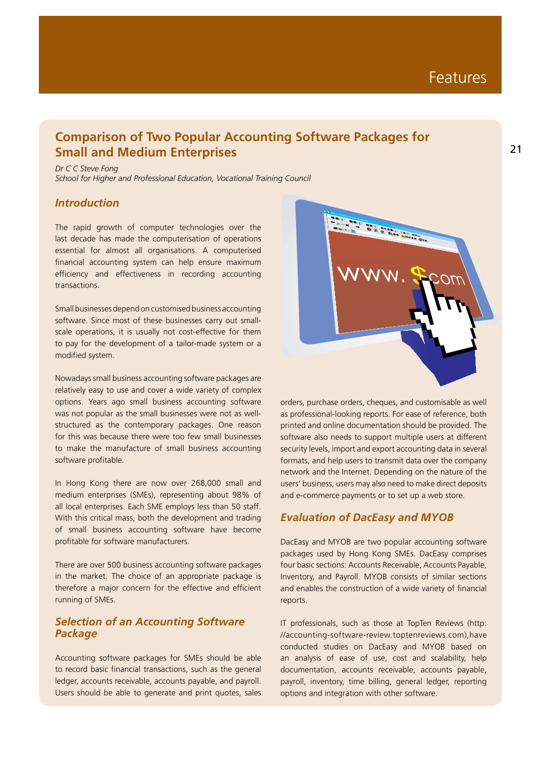# Comparison of Two Popular Accounting Software Packages for Small and Medium Enterprises

*Dr C C Steve Fong*
*School for Higher and Professional Education, Vocational Training Council*

## Introduction

The rapid growth of computer technologies over the last decade has made the computerisation of operations essential for almost all organisations. A computerised financial accounting system can help ensure maximum efficiency and effectiveness in recording accounting transactions.

Small businesses depend on customised business accounting software. Since most of these businesses carry out small-scale operations, it is usually not cost-effective for them to pay for the development of a tailor-made system or a modified system.

Nowadays small business accounting software packages are relatively easy to use and cover a wide variety of complex options. Years ago small business accounting software was not popular as the small businesses were not as well-structured as the contemporary packages. One reason for this was because there were too few small businesses to make the manufacture of small business accounting software profitable.

In Hong Kong there are now over 268,000 small and medium enterprises (SMEs), representing about 98% of all local enterprises. Each SME employs less than 50 staff. With this critical mass, both the development and trading of small business accounting software have become profitable for software manufacturers.

There are over 500 business accounting software packages in the market. The choice of an appropriate package is therefore a major concern for the effective and efficient running of SMEs.

## Selection of an Accounting Software Package

Accounting software packages for SMEs should be able to record basic financial transactions, such as the general ledger, accounts receivable, accounts payable, and payroll. Users should be able to generate and print quotes, sales orders, purchase orders, cheques, and customisable as well as professional-looking reports. For ease of reference, both printed and online documentation should be provided. The software also needs to support multiple users at different security levels, import and export accounting data in several formats, and help users to transmit data over the company network and the Internet. Depending on the nature of the users' business, users may also need to make direct deposits and e-commerce payments or to set up a web store.

## Evaluation of DacEasy and MYOB

DacEasy and MYOB are two popular accounting software packages used by Hong Kong SMEs. DacEasy comprises four basic sections: Accounts Receivable, Accounts Payable, Inventory, and Payroll. MYOB consists of similar sections and enables the construction of a wide variety of financial reports.

IT professionals, such as those at TopTen Reviews (http://accounting-software-review.toptenreviews.com), have conducted studies on DacEasy and MYOB based on an analysis of ease of use, cost and scalability, help documentation, accounts receivable, accounts payable, payroll, inventory, time billing, general ledger, reporting options and integration with other software.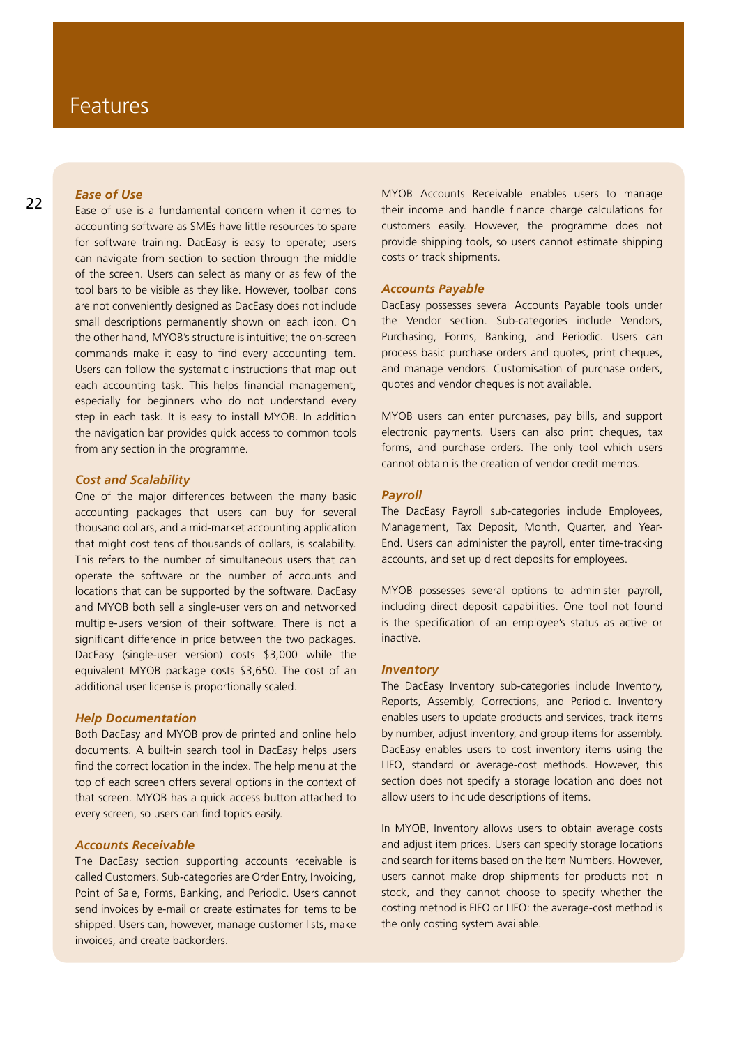# Features

### *Ease of Use*

Ease of use is a fundamental concern when it comes to accounting software as SMEs have little resources to spare for software training. DacEasy is easy to operate; users can navigate from section to section through the middle of the screen. Users can select as many or as few of the tool bars to be visible as they like. However, toolbar icons are not conveniently designed as DacEasy does not include small descriptions permanently shown on each icon. On the other hand, MYOB's structure is intuitive; the on-screen commands make it easy to find every accounting item. Users can follow the systematic instructions that map out each accounting task. This helps financial management, especially for beginners who do not understand every step in each task. It is easy to install MYOB. In addition the navigation bar provides quick access to common tools from any section in the programme.

### *Cost and Scalability*

One of the major differences between the many basic accounting packages that users can buy for several thousand dollars, and a mid-market accounting application that might cost tens of thousands of dollars, is scalability. This refers to the number of simultaneous users that can operate the software or the number of accounts and locations that can be supported by the software. DacEasy and MYOB both sell a single-user version and networked multiple-users version of their software. There is not a significant difference in price between the two packages. DacEasy (single-user version) costs $3,000 while the equivalent MYOB package costs $3,650. The cost of an additional user license is proportionally scaled.

### *Help Documentation*

Both DacEasy and MYOB provide printed and online help documents. A built-in search tool in DacEasy helps users find the correct location in the index. The help menu at the top of each screen offers several options in the context of that screen. MYOB has a quick access button attached to every screen, so users can find topics easily.

### *Accounts Receivable*

The DacEasy section supporting accounts receivable is called Customers. Sub-categories are Order Entry, Invoicing, Point of Sale, Forms, Banking, and Periodic. Users cannot send invoices by e-mail or create estimates for items to be shipped. Users can, however, manage customer lists, make invoices, and create backorders.

MYOB Accounts Receivable enables users to manage their income and handle finance charge calculations for customers easily. However, the programme does not provide shipping tools, so users cannot estimate shipping costs or track shipments.

### *Accounts Payable*

DacEasy possesses several Accounts Payable tools under the Vendor section. Sub-categories include Vendors, Purchasing, Forms, Banking, and Periodic. Users can process basic purchase orders and quotes, print cheques, and manage vendors. Customisation of purchase orders, quotes and vendor cheques is not available.

MYOB users can enter purchases, pay bills, and support electronic payments. Users can also print cheques, tax forms, and purchase orders. The only tool which users cannot obtain is the creation of vendor credit memos.

### *Payroll*

The DacEasy Payroll sub-categories include Employees, Management, Tax Deposit, Month, Quarter, and Year-End. Users can administer the payroll, enter time-tracking accounts, and set up direct deposits for employees.

MYOB possesses several options to administer payroll, including direct deposit capabilities. One tool not found is the specification of an employee's status as active or inactive.

### *Inventory*

The DacEasy Inventory sub-categories include Inventory, Reports, Assembly, Corrections, and Periodic. Inventory enables users to update products and services, track items by number, adjust inventory, and group items for assembly. DacEasy enables users to cost inventory items using the LIFO, standard or average-cost methods. However, this section does not specify a storage location and does not allow users to include descriptions of items.

In MYOB, Inventory allows users to obtain average costs and adjust item prices. Users can specify storage locations and search for items based on the Item Numbers. However, users cannot make drop shipments for products not in stock, and they cannot choose to specify whether the costing method is FIFO or LIFO: the average-cost method is the only costing system available.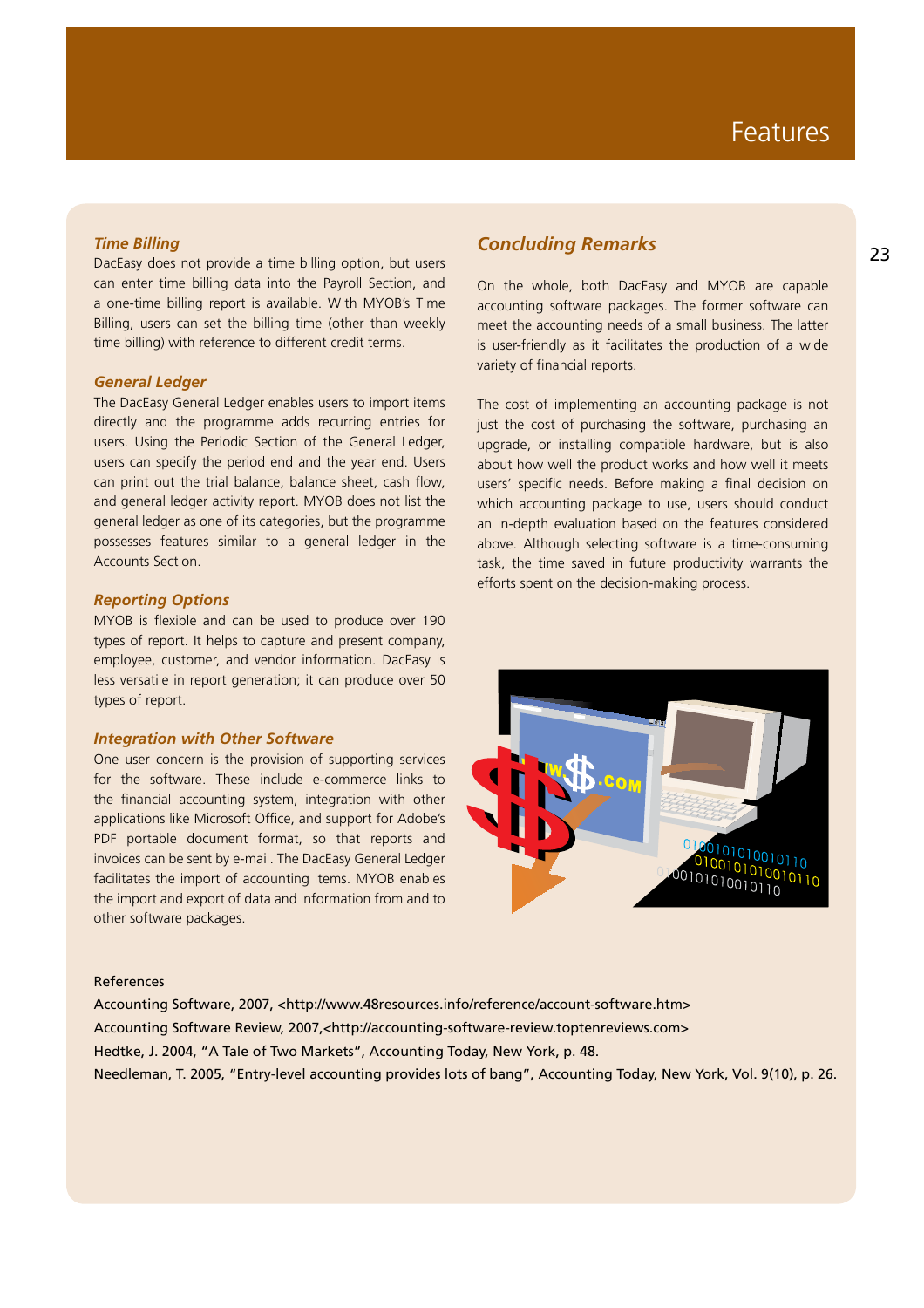### *Time Billing*

DacEasy does not provide a time billing option, but users can enter time billing data into the Payroll Section, and a one-time billing report is available. With MYOB's Time Billing, users can set the billing time (other than weekly time billing) with reference to different credit terms.

### *General Ledger*

The DacEasy General Ledger enables users to import items directly and the programme adds recurring entries for users. Using the Periodic Section of the General Ledger, users can specify the period end and the year end. Users can print out the trial balance, balance sheet, cash flow, and general ledger activity report. MYOB does not list the general ledger as one of its categories, but the programme possesses features similar to a general ledger in the Accounts Section.

### *Reporting Options*

MYOB is flexible and can be used to produce over 190 types of report. It helps to capture and present company, employee, customer, and vendor information. DacEasy is less versatile in report generation; it can produce over 50 types of report.

### *Integration with Other Software*

One user concern is the provision of supporting services for the software. These include e-commerce links to the financial accounting system, integration with other applications like Microsoft Office, and support for Adobe's PDF portable document format, so that reports and invoices can be sent by e-mail. The DacEasy General Ledger facilitates the import of accounting items. MYOB enables the import and export of data and information from and to other software packages.

## *Concluding Remarks*

On the whole, both DacEasy and MYOB are capable accounting software packages. The former software can meet the accounting needs of a small business. The latter is user-friendly as it facilitates the production of a wide variety of financial reports.

The cost of implementing an accounting package is not just the cost of purchasing the software, purchasing an upgrade, or installing compatible hardware, but is also about how well the product works and how well it meets users' specific needs. Before making a final decision on which accounting package to use, users should conduct an in-depth evaluation based on the features considered above. Although selecting software is a time-consuming task, the time saved in future productivity warrants the efforts spent on the decision-making process.

References

Accounting Software, 2007, <http://www.48resources.info/reference/account-software.htm>

Accounting Software Review, 2007,<http://accounting-software-review.toptenreviews.com>

Hedtke, J. 2004, "A Tale of Two Markets", Accounting Today, New York, p. 48.

Needleman, T. 2005, "Entry-level accounting provides lots of bang", Accounting Today, New York, Vol. 9(10), p. 26.